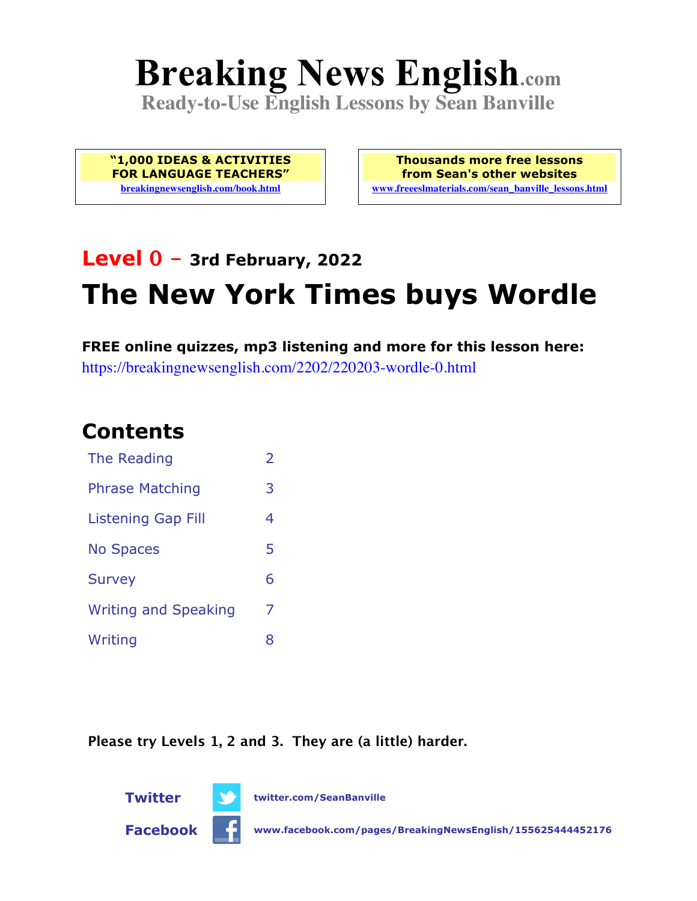# Breaking News English.com

**Ready-to-Use English Lessons by Sean Banville**

**"1,000 IDEAS & ACTIVITIES FOR LANGUAGE TEACHERS"**
breakingnewsenglish.com/book.html

**Thousands more free lessons from Sean's other websites**
www.freeeslmaterials.com/sean_banville_lessons.html

## Level 0 – 3rd February, 2022

# The New York Times buys Wordle

**FREE online quizzes, mp3 listening and more for this lesson here:**
https://breakingnewsenglish.com/2202/220203-wordle-0.html

## Contents

| | |
|---|---|
| The Reading | 2 |
| Phrase Matching | 3 |
| Listening Gap Fill | 4 |
| No Spaces | 5 |
| Survey | 6 |
| Writing and Speaking | 7 |
| Writing | 8 |

**Please try Levels 1, 2 and 3. They are (a little) harder.**

**Twitter** twitter.com/SeanBanville

**Facebook** www.facebook.com/pages/BreakingNewsEnglish/155625444452176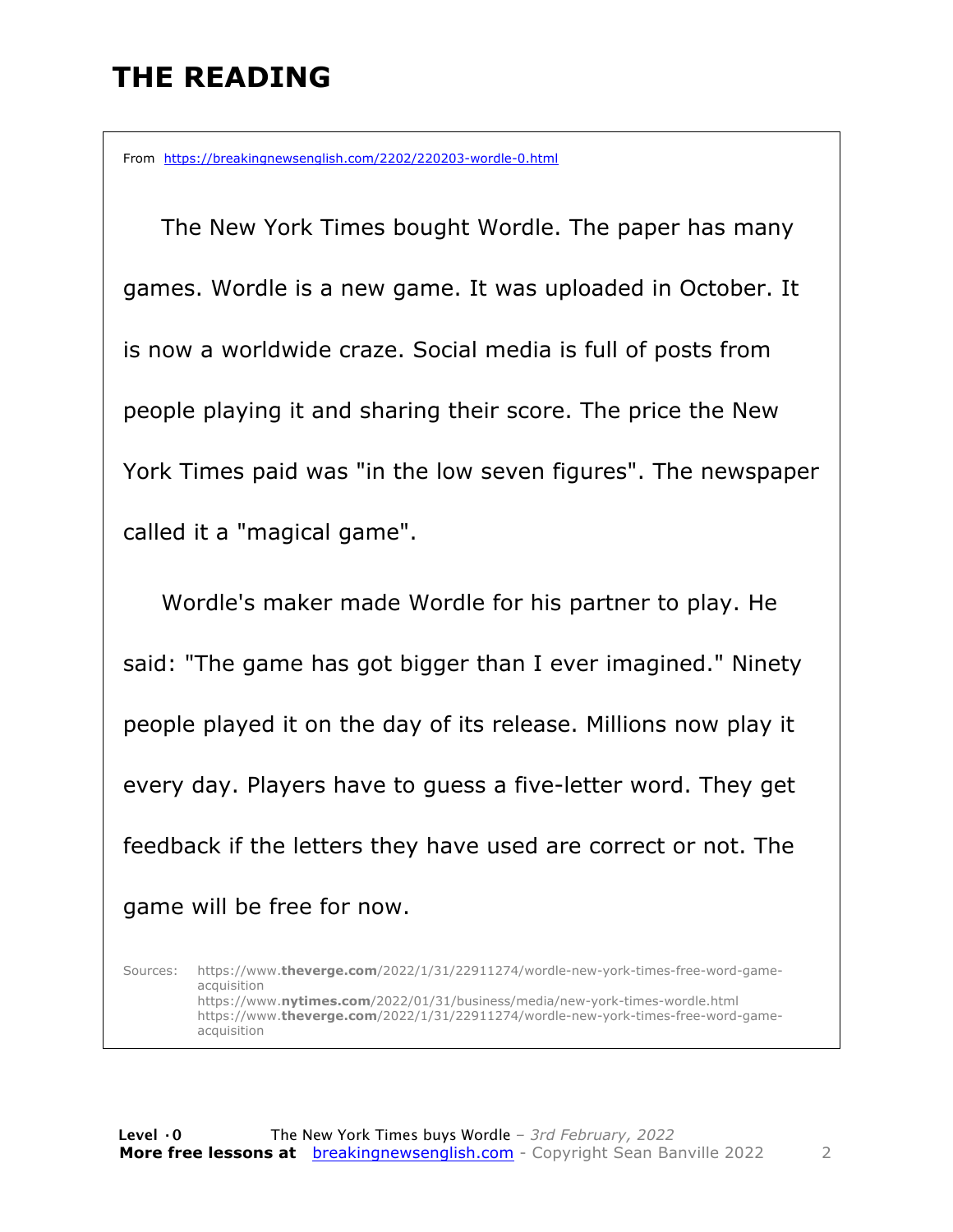# THE READING

From https://breakingnewsenglish.com/2202/220203-wordle-0.html

The New York Times bought Wordle. The paper has many games. Wordle is a new game. It was uploaded in October. It is now a worldwide craze. Social media is full of posts from people playing it and sharing their score. The price the New York Times paid was "in the low seven figures". The newspaper called it a "magical game".

Wordle's maker made Wordle for his partner to play. He said: "The game has got bigger than I ever imagined." Ninety people played it on the day of its release. Millions now play it every day. Players have to guess a five-letter word. They get feedback if the letters they have used are correct or not. The game will be free for now.

Sources: https://www.**theverge.com**/2022/1/31/22911274/wordle-new-york-times-free-word-game-acquisition
https://www.**nytimes.com**/2022/01/31/business/media/new-york-times-wordle.html
https://www.**theverge.com**/2022/1/31/22911274/wordle-new-york-times-free-word-game-acquisition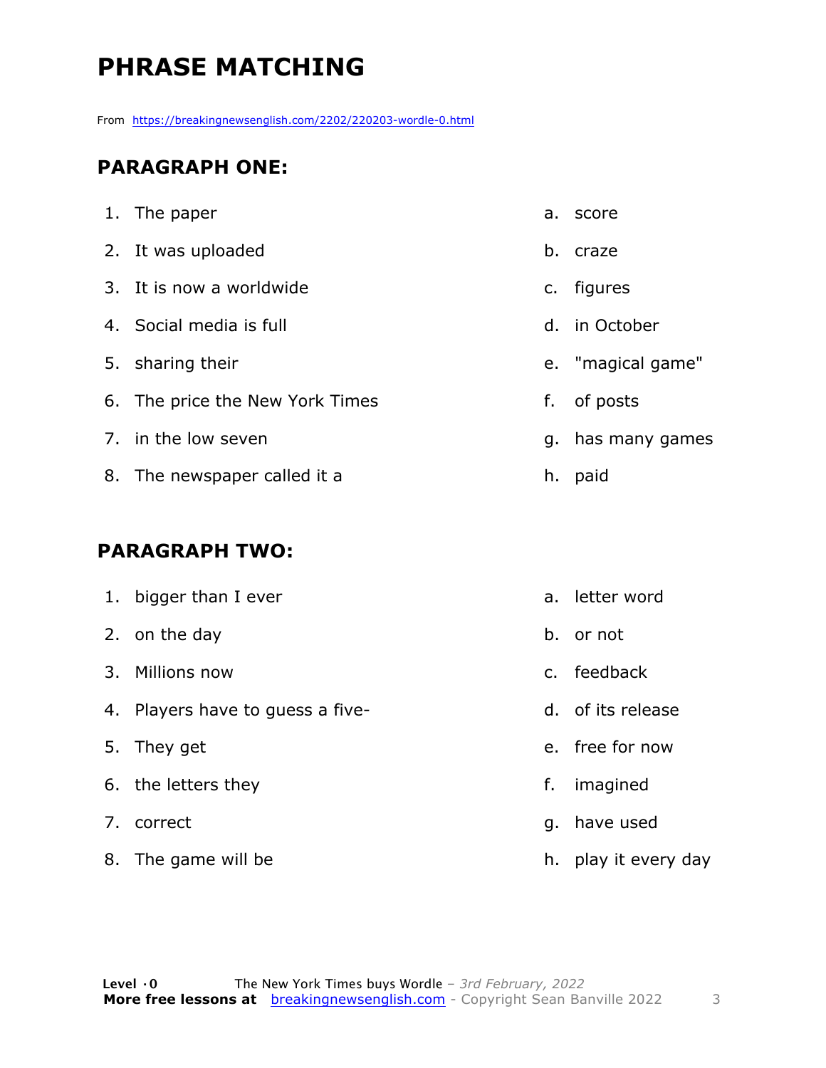# PHRASE MATCHING

From https://breakingnewsenglish.com/2202/220203-wordle-0.html

## PARAGRAPH ONE:

1. The paper
2. It was uploaded
3. It is now a worldwide
4. Social media is full
5. sharing their
6. The price the New York Times
7. in the low seven
8. The newspaper called it a

a. score
b. craze
c. figures
d. in October
e. "magical game"
f. of posts
g. has many games
h. paid

## PARAGRAPH TWO:

1. bigger than I ever
2. on the day
3. Millions now
4. Players have to guess a five-
5. They get
6. the letters they
7. correct
8. The game will be

a. letter word
b. or not
c. feedback
d. of its release
e. free for now
f. imagined
g. have used
h. play it every day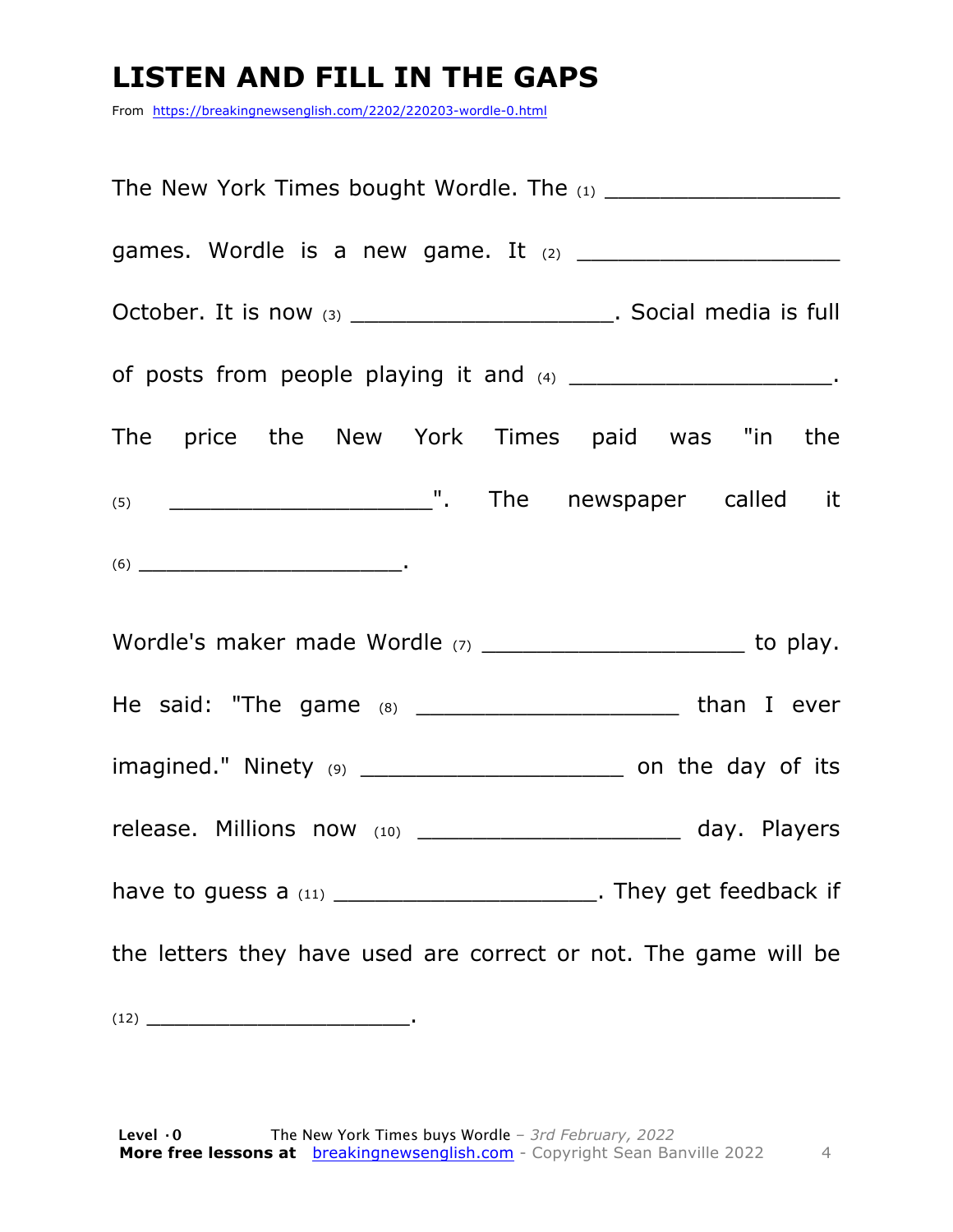# LISTEN AND FILL IN THE GAPS

From https://breakingnewsenglish.com/2202/220203-wordle-0.html

The New York Times bought Wordle. The (1) ___________________ games. Wordle is a new game. It (2) ___________________ October. It is now (3) ___________________. Social media is full of posts from people playing it and (4) ___________________. The price the New York Times paid was "in the (5) ___________________". The newspaper called it (6) ___________________.

Wordle's maker made Wordle (7) ___________________ to play. He said: "The game (8) ___________________ than I ever imagined." Ninety (9) ___________________ on the day of its release. Millions now (10) ___________________ day. Players have to guess a (11) ___________________. They get feedback if the letters they have used are correct or not. The game will be (12) ___________________.

**Level ·0** The New York Times buys Wordle – *3rd February, 2022*
**More free lessons at** breakingnewsenglish.com - Copyright Sean Banville 2022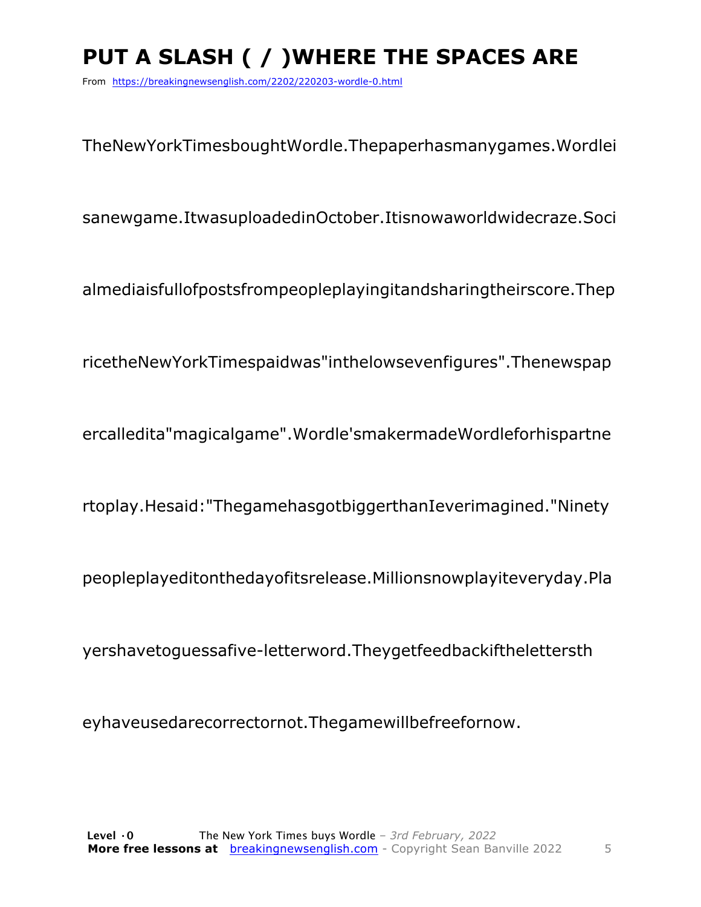# PUT A SLASH ( / )WHERE THE SPACES ARE

From https://breakingnewsenglish.com/2202/220203-wordle-0.html

TheNewYorkTimesboughtWordle.Thepaperhasmanygames.Wordlei

sanewgame.ItwasuploadedinOctober.Itisnowaworldwidecraze.Soci

almediaisfullofpostsfrompeopleplayingitandsharingtheirscore.Thep

ricetheNewYorkTimespaidwas"inthelowsevenfigures".Thenewspap

ercalledita"magicalgame".Wordle'smakermadeWordleforhispartne

rtoplay.Hesaid:"ThegamehasgotbiggerthanIeverimagined."Ninety

peopleplayeditonthedayofitsrelease.Millionsnowplayiteveryday.Pla

yershavetoguessafive-letterword.Theygetfeedbackifthelettersth

eyhaveusedarecorrectornot.Thegamewillbefreefornow.

**Level ·0** The New York Times buys Wordle – *3rd February, 2022*
**More free lessons at** breakingnewsenglish.com - Copyright Sean Banville 2022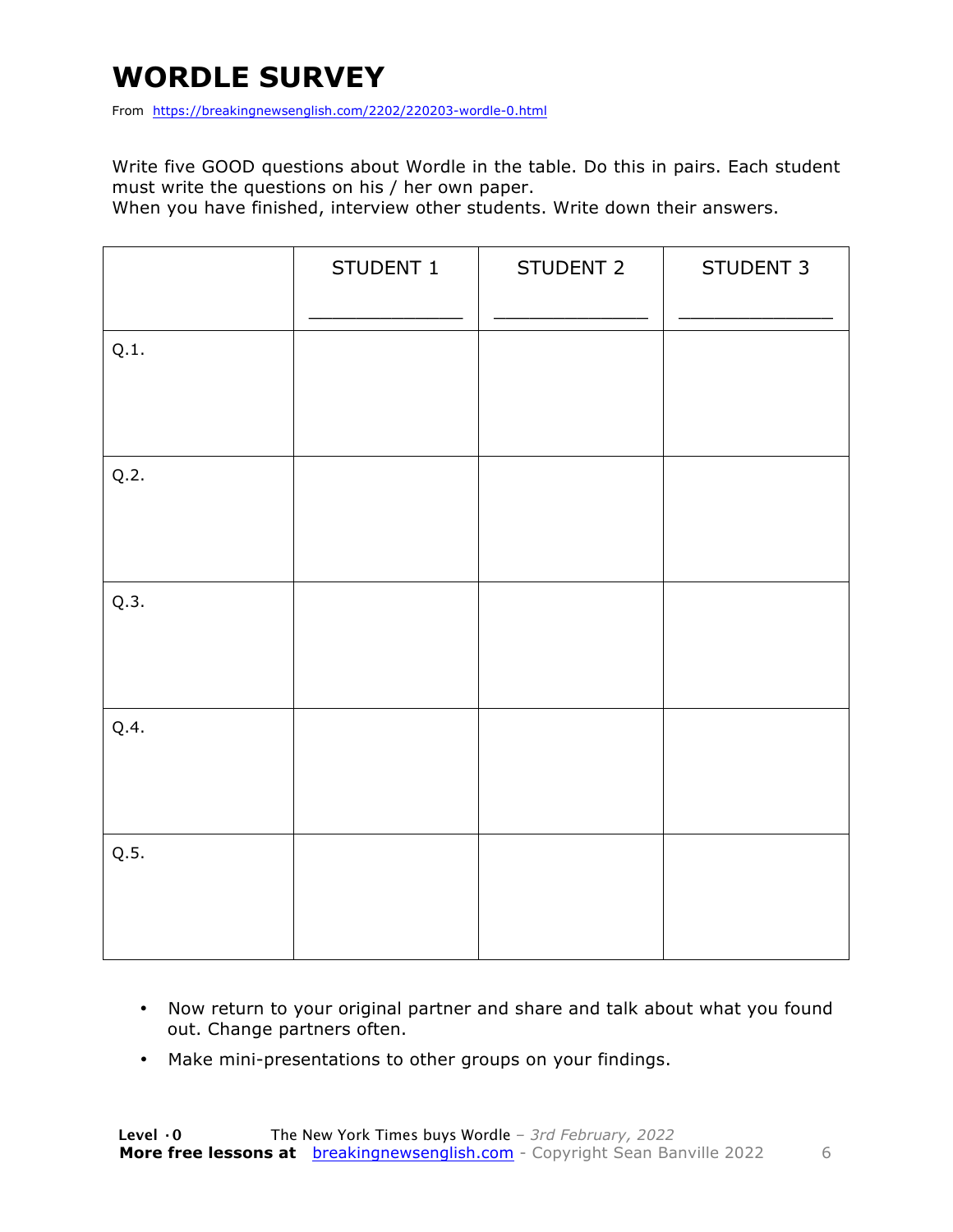# WORDLE SURVEY

From https://breakingnewsenglish.com/2202/220203-wordle-0.html

Write five GOOD questions about Wordle in the table. Do this in pairs. Each student must write the questions on his / her own paper.
When you have finished, interview other students. Write down their answers.

| | STUDENT 1<br>_____________ | STUDENT 2<br>_____________ | STUDENT 3<br>_____________ |
|---|---|---|---|
| Q.1. | | | |
| Q.2. | | | |
| Q.3. | | | |
| Q.4. | | | |
| Q.5. | | | |

- Now return to your original partner and share and talk about what you found out. Change partners often.
- Make mini-presentations to other groups on your findings.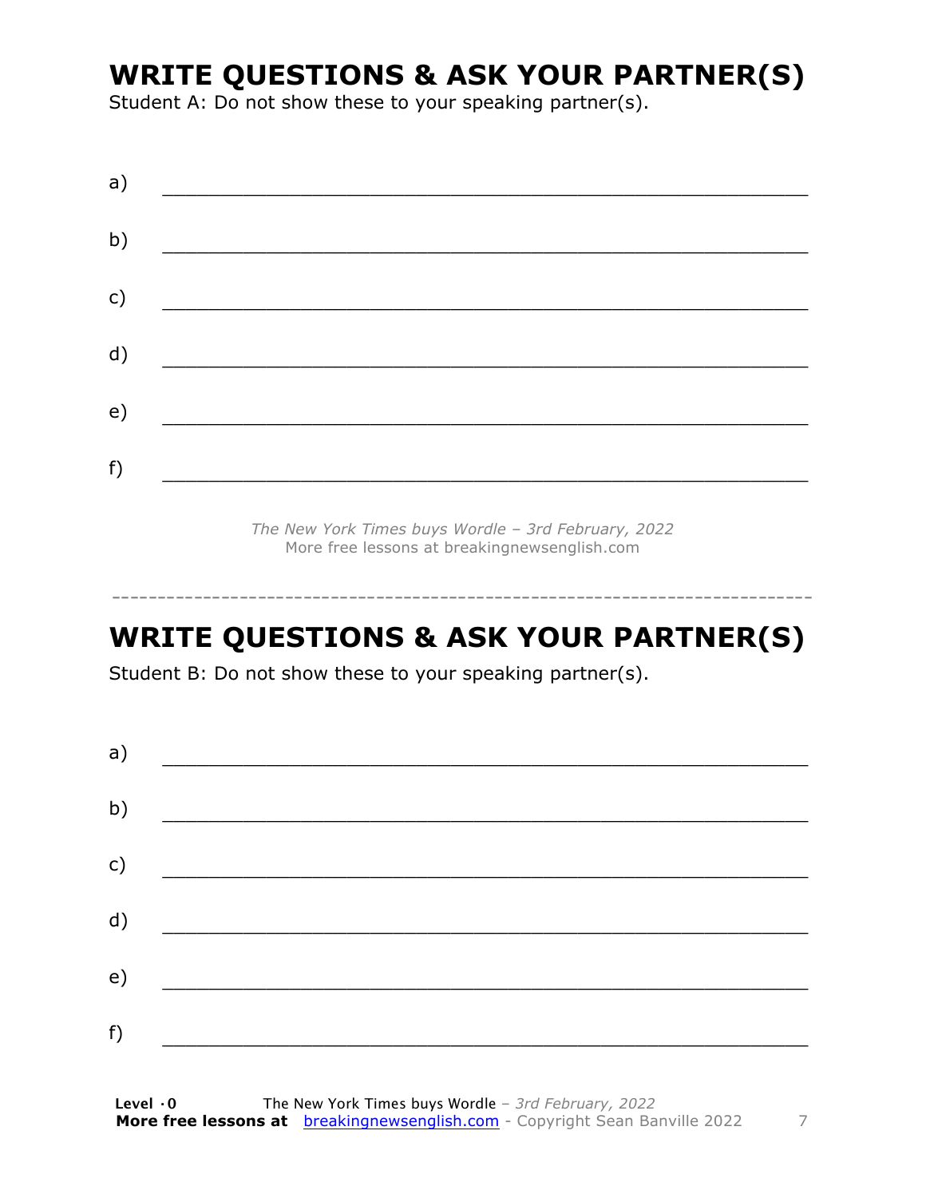## WRITE QUESTIONS & ASK YOUR PARTNER(S)

Student A: Do not show these to your speaking partner(s).

a) ___________________________________________________________

b) ___________________________________________________________

c) ___________________________________________________________

d) ___________________________________________________________

e) ___________________________________________________________

f) ___________________________________________________________

*The New York Times buys Wordle – 3rd February, 2022*
More free lessons at breakingnewsenglish.com

---

## WRITE QUESTIONS & ASK YOUR PARTNER(S)

Student B: Do not show these to your speaking partner(s).

a) ___________________________________________________________

b) ___________________________________________________________

c) ___________________________________________________________

d) ___________________________________________________________

e) ___________________________________________________________

f) ___________________________________________________________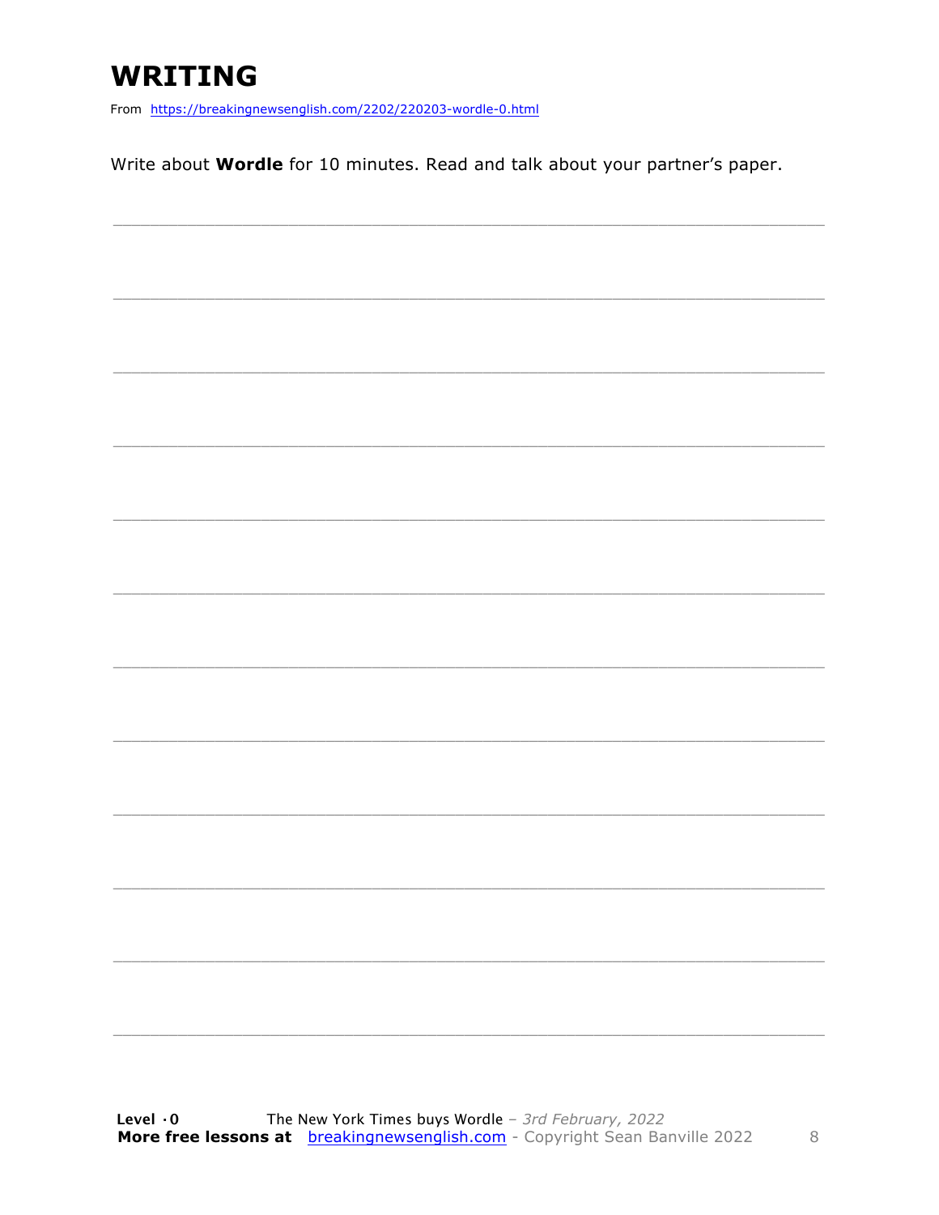# WRITING

From https://breakingnewsenglish.com/2202/220203-wordle-0.html

Write about **Wordle** for 10 minutes. Read and talk about your partner's paper.

___________________________________________________________________________

___________________________________________________________________________

___________________________________________________________________________

___________________________________________________________________________

___________________________________________________________________________

___________________________________________________________________________

___________________________________________________________________________

___________________________________________________________________________

___________________________________________________________________________

___________________________________________________________________________

___________________________________________________________________________

___________________________________________________________________________